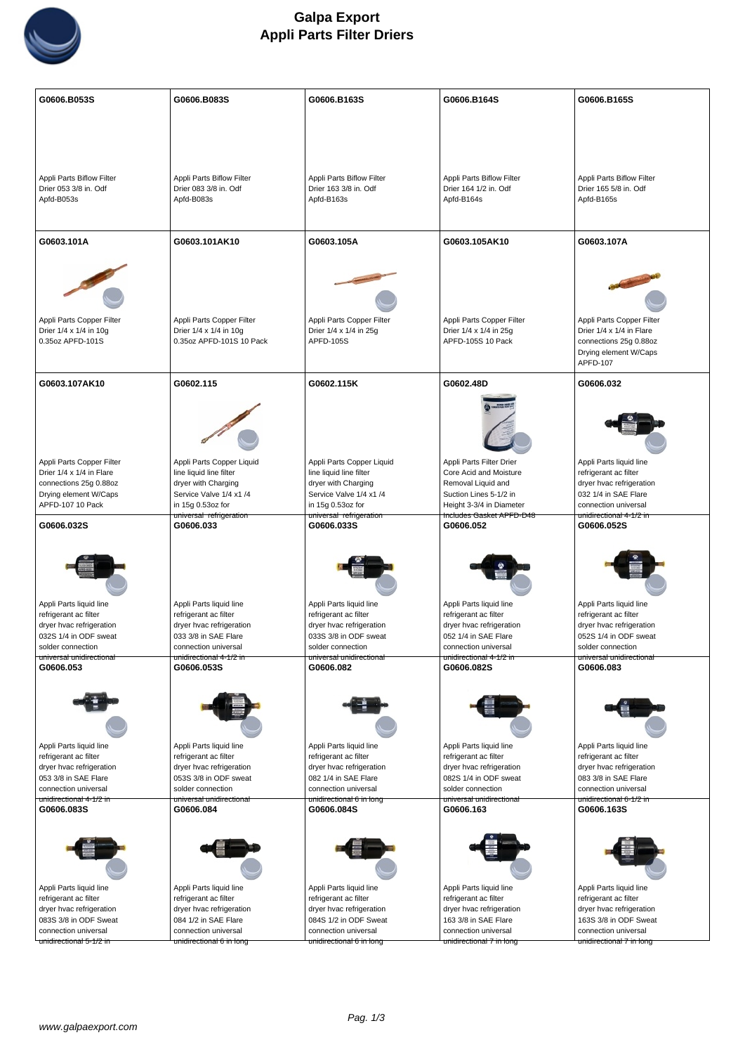# Galpa Export
## Appli Parts Filter Driers

| | | | | |
|---|---|---|---|---|
| **G0606.B053S**<br>Appli Parts Biflow Filter Drier 053 3/8 in. Odf Apfd-B053s | **G0606.B083S**<br>Appli Parts Biflow Filter Drier 083 3/8 in. Odf Apfd-B083s | **G0606.B163S**<br>Appli Parts Biflow Filter Drier 163 3/8 in. Odf Apfd-B163s | **G0606.B164S**<br>Appli Parts Biflow Filter Drier 164 1/2 in. Odf Apfd-B164s | **G0606.B165S**<br>Appli Parts Biflow Filter Drier 165 5/8 in. Odf Apfd-B165s |
| **G0603.101A**<br>Appli Parts Copper Filter Drier 1/4 x 1/4 in 10g 0.35oz APFD-101S | **G0603.101AK10**<br>Appli Parts Copper Filter Drier 1/4 x 1/4 in 10g 0.35oz APFD-101S 10 Pack | **G0603.105A**<br>Appli Parts Copper Filter Drier 1/4 x 1/4 in 25g APFD-105S | **G0603.105AK10**<br>Appli Parts Copper Filter Drier 1/4 x 1/4 in 25g APFD-105S 10 Pack | **G0603.107A**<br>Appli Parts Copper Filter Drier 1/4 x 1/4 in Flare connections 25g 0.88oz Drying element W/Caps APFD-107 |
| **G0603.107AK10**<br>Appli Parts Copper Filter Drier 1/4 x 1/4 in Flare connections 25g 0.88oz Drying element W/Caps APFD-107 10 Pack | **G0602.115**<br>Appli Parts Copper Liquid line liquid line filter dryer with Charging Service Valve 1/4 x1 /4 in 15g 0.53oz for universal refrigeration | **G0602.115K**<br>Appli Parts Copper Liquid line liquid line filter dryer with Charging Service Valve 1/4 x1 /4 in 15g 0.53oz for universal refrigeration | **G0602.48D**<br>Appli Parts Filter Drier Core Acid and Moisture Removal Liquid and Suction Lines 5-1/2 in Height 3-3/4 in Diameter Includes Gasket APFD-D48 | **G0606.032**<br>Appli Parts liquid line refrigerant ac filter dryer hvac refrigeration 032 1/4 in SAE Flare connection universal unidirectional 4-1/2 in |
| **G0606.032S**<br>Appli Parts liquid line refrigerant ac filter dryer hvac refrigeration 032S 1/4 in ODF sweat solder connection universal unidirectional | **G0606.033**<br>Appli Parts liquid line refrigerant ac filter dryer hvac refrigeration 033 3/8 in SAE Flare connection universal unidirectional 4-1/2 in | **G0606.033S**<br>Appli Parts liquid line refrigerant ac filter dryer hvac refrigeration 033S 3/8 in ODF sweat solder connection universal unidirectional | **G0606.052**<br>Appli Parts liquid line refrigerant ac filter dryer hvac refrigeration 052 1/4 in SAE Flare connection universal unidirectional 4-1/2 in | **G0606.052S**<br>Appli Parts liquid line refrigerant ac filter dryer hvac refrigeration 052S 1/4 in ODF sweat solder connection universal unidirectional |
| **G0606.053**<br>Appli Parts liquid line refrigerant ac filter dryer hvac refrigeration 053 3/8 in SAE Flare connection universal unidirectional 4-1/2 in | **G0606.053S**<br>Appli Parts liquid line refrigerant ac filter dryer hvac refrigeration 053S 3/8 in ODF sweat solder connection universal unidirectional | **G0606.082**<br>Appli Parts liquid line refrigerant ac filter dryer hvac refrigeration 082 1/4 in SAE Flare connection universal unidirectional 6 in long | **G0606.082S**<br>Appli Parts liquid line refrigerant ac filter dryer hvac refrigeration 082S 1/4 in ODF sweat solder connection universal unidirectional | **G0606.083**<br>Appli Parts liquid line refrigerant ac filter dryer hvac refrigeration 083 3/8 in SAE Flare connection universal unidirectional 6-1/2 in |
| **G0606.083S**<br>Appli Parts liquid line refrigerant ac filter dryer hvac refrigeration 083S 3/8 in ODF Sweat connection universal unidirectional 5-1/2 in | **G0606.084**<br>Appli Parts liquid line refrigerant ac filter dryer hvac refrigeration 084 1/2 in SAE Flare connection universal unidirectional 6 in long | **G0606.084S**<br>Appli Parts liquid line refrigerant ac filter dryer hvac refrigeration 084S 1/2 in ODF Sweat connection universal unidirectional 6 in long | **G0606.163**<br>Appli Parts liquid line refrigerant ac filter dryer hvac refrigeration 163 3/8 in SAE Flare connection universal unidirectional 7 in long | **G0606.163S**<br>Appli Parts liquid line refrigerant ac filter dryer hvac refrigeration 163S 3/8 in ODF Sweat connection universal unidirectional 7 in long |

www.galpaexport.com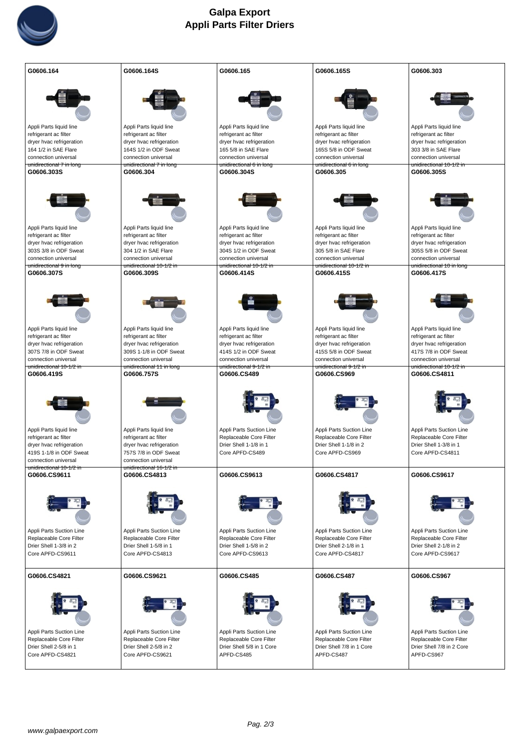# Galpa Export
## Appli Parts Filter Driers

| G0606.164 | G0606.164S | G0606.165 | G0606.165S | G0606.303 |
|---|---|---|---|---|
| Appli Parts liquid line refrigerant ac filter dryer hvac refrigeration 164 1/2 in SAE Flare connection universal unidirectional 7 in long | Appli Parts liquid line refrigerant ac filter dryer hvac refrigeration 164S 1/2 in ODF Sweat connection universal unidirectional 7 in long | Appli Parts liquid line refrigerant ac filter dryer hvac refrigeration 165 5/8 in SAE Flare connection universal unidirectional 6 in long | Appli Parts liquid line refrigerant ac filter dryer hvac refrigeration 165S 5/8 in ODF Sweat connection universal unidirectional 6 in long | Appli Parts liquid line refrigerant ac filter dryer hvac refrigeration 303 3/8 in SAE Flare connection universal unidirectional 10-1/2 in |
| **G0606.303S** | **G0606.304** | **G0606.304S** | **G0606.305** | **G0606.305S** |
| Appli Parts liquid line refrigerant ac filter dryer hvac refrigeration 303S 3/8 in ODF Sweat connection universal unidirectional 9 in long | Appli Parts liquid line refrigerant ac filter dryer hvac refrigeration 304 1/2 in SAE Flare connection universal unidirectional 10-1/2 in | Appli Parts liquid line refrigerant ac filter dryer hvac refrigeration 304S 1/2 in ODF Sweat connection universal unidirectional 10-1/2 in | Appli Parts liquid line refrigerant ac filter dryer hvac refrigeration 305 5/8 in SAE Flare connection universal unidirectional 10-1/2 in | Appli Parts liquid line refrigerant ac filter dryer hvac refrigeration 305S 5/8 in ODF Sweat connection universal unidirectional 10 in long |
| **G0606.307S** | **G0606.309S** | **G0606.414S** | **G0606.415S** | **G0606.417S** |
| Appli Parts liquid line refrigerant ac filter dryer hvac refrigeration 307S 7/8 in ODF Sweat connection universal unidirectional 10-1/2 in | Appli Parts liquid line refrigerant ac filter dryer hvac refrigeration 309S 1-1/8 in ODF Sweat connection universal unidirectional 11 in long | Appli Parts liquid line refrigerant ac filter dryer hvac refrigeration 414S 1/2 in ODF Sweat connection universal unidirectional 9-1/2 in | Appli Parts liquid line refrigerant ac filter dryer hvac refrigeration 415S 5/8 in ODF Sweat connection universal unidirectional 9-1/2 in | Appli Parts liquid line refrigerant ac filter dryer hvac refrigeration 417S 7/8 in ODF Sweat connection universal unidirectional 10-1/2 in |
| **G0606.419S** | **G0606.757S** | **G0606.CS489** | **G0606.CS969** | **G0606.CS4811** |
| Appli Parts liquid line refrigerant ac filter dryer hvac refrigeration 419S 1-1/8 in ODF Sweat connection universal unidirectional 10-1/2 in | Appli Parts liquid line refrigerant ac filter dryer hvac refrigeration 757S 7/8 in ODF Sweat connection universal unidirectional 16-1/2 in | Appli Parts Suction Line Replaceable Core Filter Drier Shell 1-1/8 in 1 Core APFD-CS489 | Appli Parts Suction Line Replaceable Core Filter Drier Shell 1-1/8 in 2 Core APFD-CS969 | Appli Parts Suction Line Replaceable Core Filter Drier Shell 1-3/8 in 1 Core APFD-CS4811 |
| **G0606.CS9611** | **G0606.CS4813** | **G0606.CS9613** | **G0606.CS4817** | **G0606.CS9617** |
| Appli Parts Suction Line Replaceable Core Filter Drier Shell 1-3/8 in 2 Core APFD-CS9611 | Appli Parts Suction Line Replaceable Core Filter Drier Shell 1-5/8 in 1 Core APFD-CS4813 | Appli Parts Suction Line Replaceable Core Filter Drier Shell 1-5/8 in 2 Core APFD-CS9613 | Appli Parts Suction Line Replaceable Core Filter Drier Shell 2-1/8 in 1 Core APFD-CS4817 | Appli Parts Suction Line Replaceable Core Filter Drier Shell 2-1/8 in 2 Core APFD-CS9617 |
| **G0606.CS4821** | **G0606.CS9621** | **G0606.CS485** | **G0606.CS487** | **G0606.CS967** |
| Appli Parts Suction Line Replaceable Core Filter Drier Shell 2-5/8 in 1 Core APFD-CS4821 | Appli Parts Suction Line Replaceable Core Filter Drier Shell 2-5/8 in 2 Core APFD-CS9621 | Appli Parts Suction Line Replaceable Core Filter Drier Shell 5/8 in 1 Core APFD-CS485 | Appli Parts Suction Line Replaceable Core Filter Drier Shell 7/8 in 1 Core APFD-CS487 | Appli Parts Suction Line Replaceable Core Filter Drier Shell 7/8 in 2 Core APFD-CS967 |

www.galpaexport.com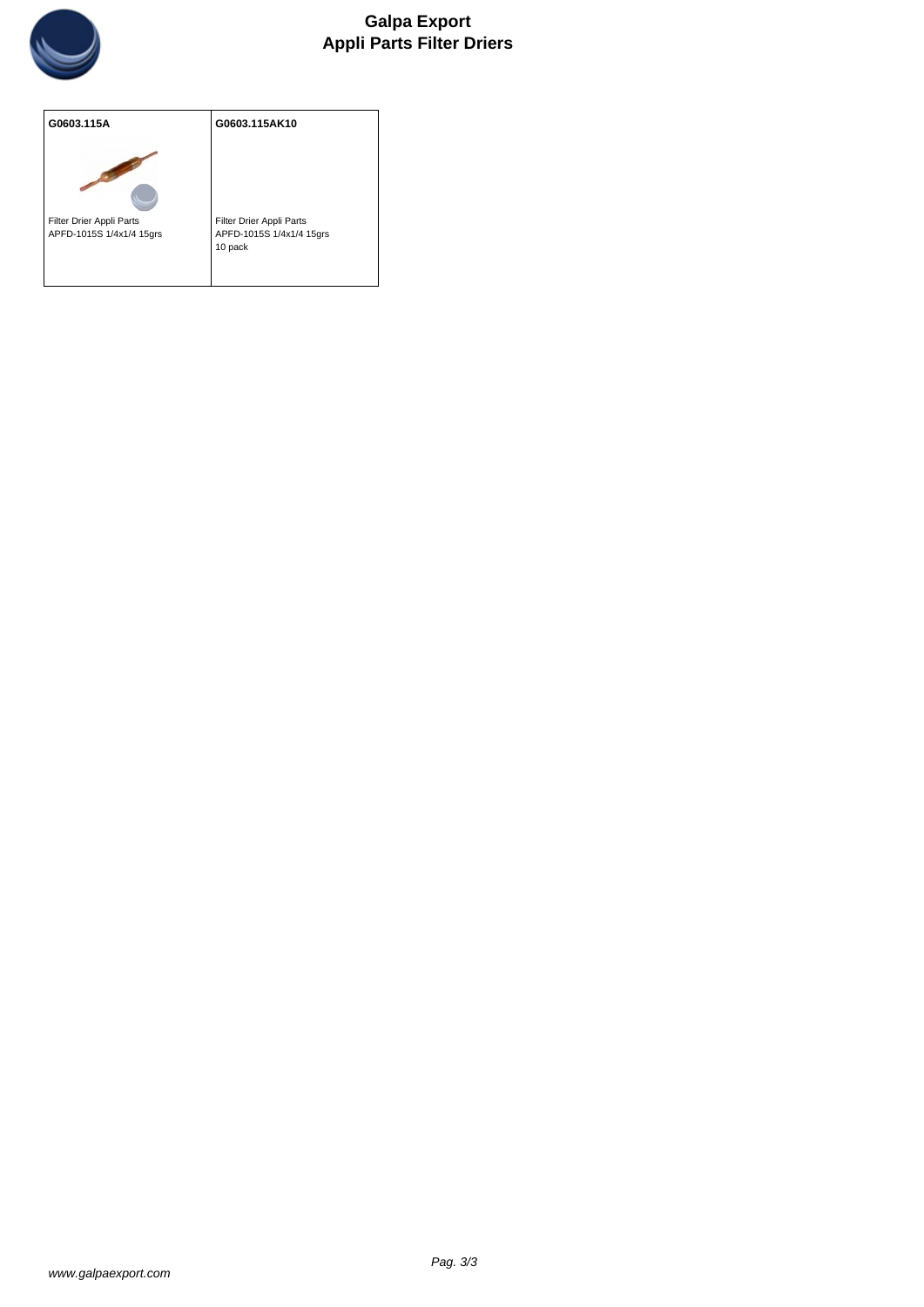# Galpa Export
## Appli Parts Filter Driers

| | |
|---|---|
| **G0603.115A** | **G0603.115AK10** |
| Filter Drier Appli Parts APFD-1015S 1/4x1/4 15grs | Filter Drier Appli Parts APFD-1015S 1/4x1/4 15grs 10 pack |

www.galpaexport.com